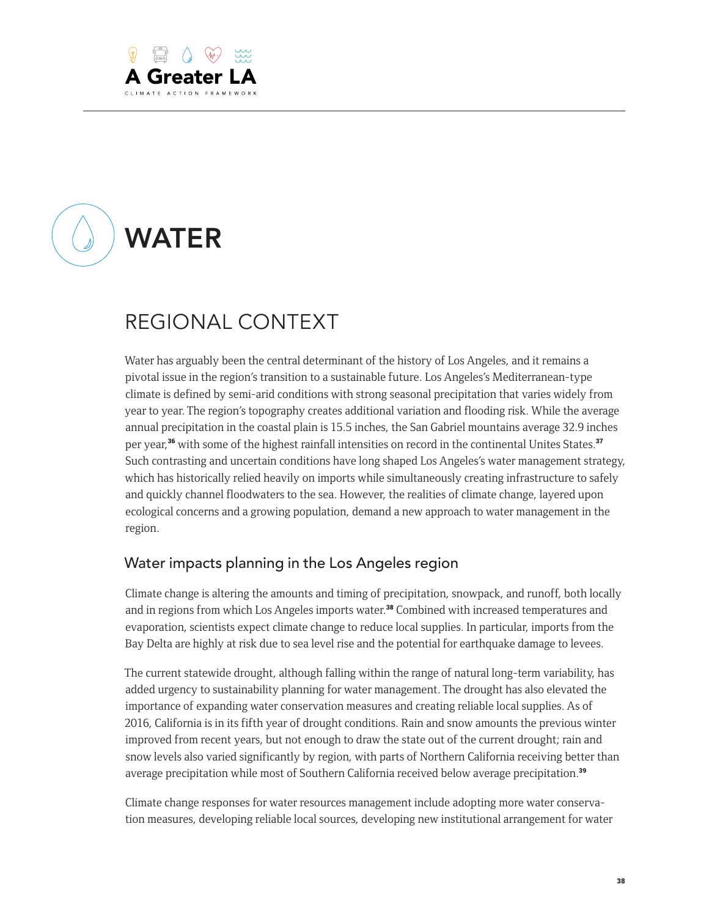# WATER

## REGIONAL CONTEXT

Water has arguably been the central determinant of the history of Los Angeles, and it remains a pivotal issue in the region's transition to a sustainable future. Los Angeles's Mediterranean-type climate is defined by semi-arid conditions with strong seasonal precipitation that varies widely from year to year. The region's topography creates additional variation and flooding risk. While the average annual precipitation in the coastal plain is 15.5 inches, the San Gabriel mountains average 32.9 inches per year,[36] with some of the highest rainfall intensities on record in the continental Unites States.[37] Such contrasting and uncertain conditions have long shaped Los Angeles's water management strategy, which has historically relied heavily on imports while simultaneously creating infrastructure to safely and quickly channel floodwaters to the sea. However, the realities of climate change, layered upon ecological concerns and a growing population, demand a new approach to water management in the region.

### Water impacts planning in the Los Angeles region

Climate change is altering the amounts and timing of precipitation, snowpack, and runoff, both locally and in regions from which Los Angeles imports water.[38] Combined with increased temperatures and evaporation, scientists expect climate change to reduce local supplies. In particular, imports from the Bay Delta are highly at risk due to sea level rise and the potential for earthquake damage to levees.

The current statewide drought, although falling within the range of natural long-term variability, has added urgency to sustainability planning for water management. The drought has also elevated the importance of expanding water conservation measures and creating reliable local supplies. As of 2016, California is in its fifth year of drought conditions. Rain and snow amounts the previous winter improved from recent years, but not enough to draw the state out of the current drought; rain and snow levels also varied significantly by region, with parts of Northern California receiving better than average precipitation while most of Southern California received below average precipitation.[39]

Climate change responses for water resources management include adopting more water conservation measures, developing reliable local sources, developing new institutional arrangement for water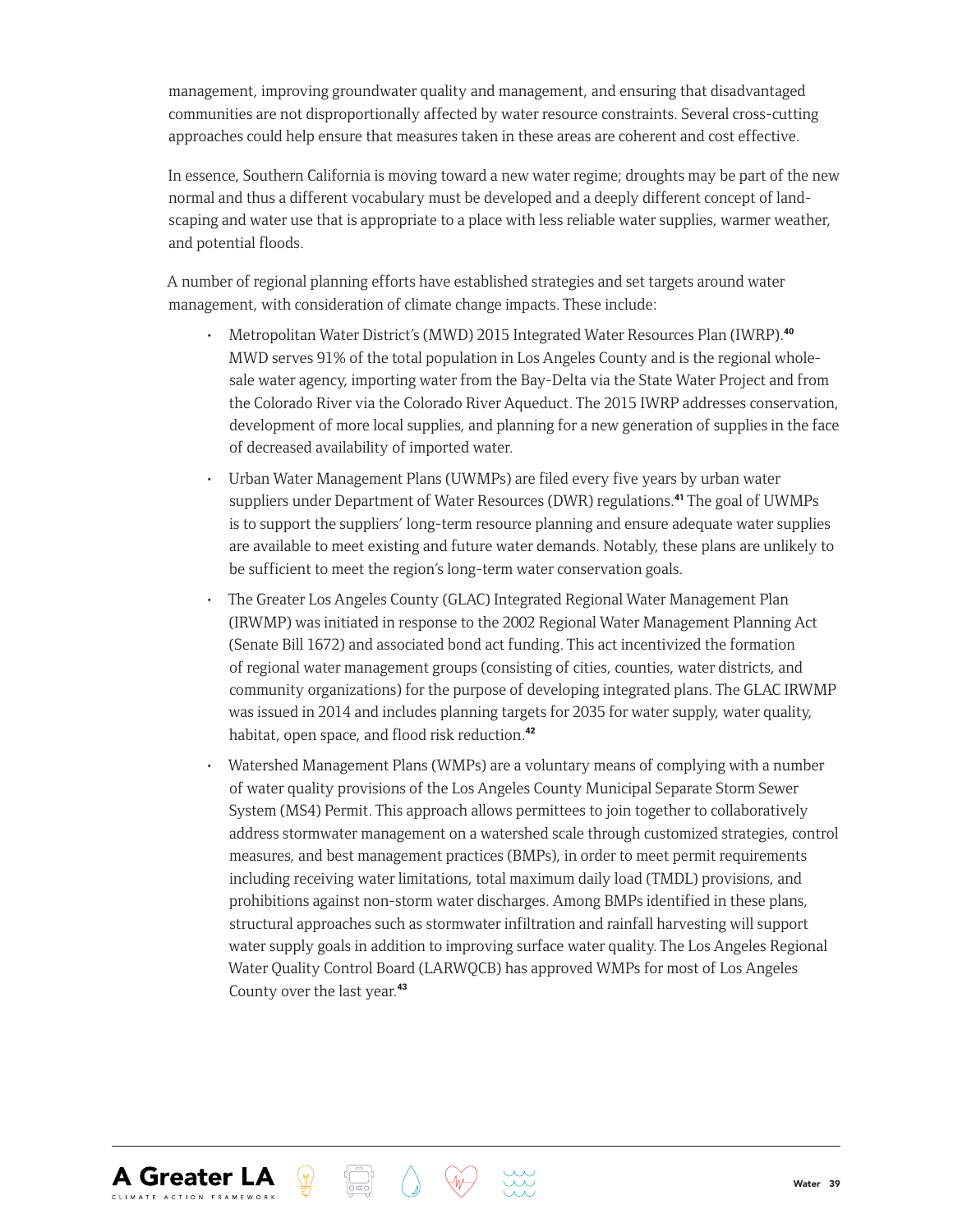management, improving groundwater quality and management, and ensuring that disadvantaged communities are not disproportionally affected by water resource constraints. Several cross-cutting approaches could help ensure that measures taken in these areas are coherent and cost effective.

In essence, Southern California is moving toward a new water regime; droughts may be part of the new normal and thus a different vocabulary must be developed and a deeply different concept of land-scaping and water use that is appropriate to a place with less reliable water supplies, warmer weather, and potential floods.

A number of regional planning efforts have established strategies and set targets around water management, with consideration of climate change impacts. These include:

- Metropolitan Water District's (MWD) 2015 Integrated Water Resources Plan (IWRP).[40] MWD serves 91% of the total population in Los Angeles County and is the regional whole-sale water agency, importing water from the Bay-Delta via the State Water Project and from the Colorado River via the Colorado River Aqueduct. The 2015 IWRP addresses conservation, development of more local supplies, and planning for a new generation of supplies in the face of decreased availability of imported water.
- Urban Water Management Plans (UWMPs) are filed every five years by urban water suppliers under Department of Water Resources (DWR) regulations.[41] The goal of UWMPs is to support the suppliers' long-term resource planning and ensure adequate water supplies are available to meet existing and future water demands. Notably, these plans are unlikely to be sufficient to meet the region's long-term water conservation goals.
- The Greater Los Angeles County (GLAC) Integrated Regional Water Management Plan (IRWMP) was initiated in response to the 2002 Regional Water Management Planning Act (Senate Bill 1672) and associated bond act funding. This act incentivized the formation of regional water management groups (consisting of cities, counties, water districts, and community organizations) for the purpose of developing integrated plans. The GLAC IRWMP was issued in 2014 and includes planning targets for 2035 for water supply, water quality, habitat, open space, and flood risk reduction.[42]
- Watershed Management Plans (WMPs) are a voluntary means of complying with a number of water quality provisions of the Los Angeles County Municipal Separate Storm Sewer System (MS4) Permit. This approach allows permittees to join together to collaboratively address stormwater management on a watershed scale through customized strategies, control measures, and best management practices (BMPs), in order to meet permit requirements including receiving water limitations, total maximum daily load (TMDL) provisions, and prohibitions against non-storm water discharges. Among BMPs identified in these plans, structural approaches such as stormwater infiltration and rainfall harvesting will support water supply goals in addition to improving surface water quality. The Los Angeles Regional Water Quality Control Board (LARWQCB) has approved WMPs for most of Los Angeles County over the last year.[43]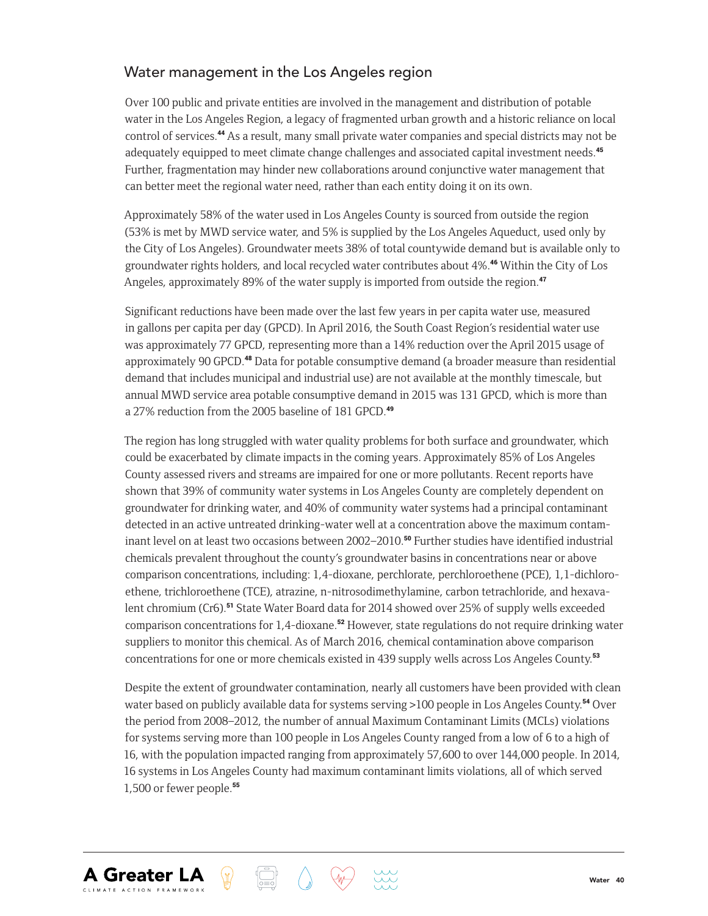## Water management in the Los Angeles region

Over 100 public and private entities are involved in the management and distribution of potable water in the Los Angeles Region, a legacy of fragmented urban growth and a historic reliance on local control of services.[44] As a result, many small private water companies and special districts may not be adequately equipped to meet climate change challenges and associated capital investment needs.[45] Further, fragmentation may hinder new collaborations around conjunctive water management that can better meet the regional water need, rather than each entity doing it on its own.

Approximately 58% of the water used in Los Angeles County is sourced from outside the region (53% is met by MWD service water, and 5% is supplied by the Los Angeles Aqueduct, used only by the City of Los Angeles). Groundwater meets 38% of total countywide demand but is available only to groundwater rights holders, and local recycled water contributes about 4%.[46] Within the City of Los Angeles, approximately 89% of the water supply is imported from outside the region.[47]

Significant reductions have been made over the last few years in per capita water use, measured in gallons per capita per day (GPCD). In April 2016, the South Coast Region's residential water use was approximately 77 GPCD, representing more than a 14% reduction over the April 2015 usage of approximately 90 GPCD.[48] Data for potable consumptive demand (a broader measure than residential demand that includes municipal and industrial use) are not available at the monthly timescale, but annual MWD service area potable consumptive demand in 2015 was 131 GPCD, which is more than a 27% reduction from the 2005 baseline of 181 GPCD.[49]

The region has long struggled with water quality problems for both surface and groundwater, which could be exacerbated by climate impacts in the coming years. Approximately 85% of Los Angeles County assessed rivers and streams are impaired for one or more pollutants. Recent reports have shown that 39% of community water systems in Los Angeles County are completely dependent on groundwater for drinking water, and 40% of community water systems had a principal contaminant detected in an active untreated drinking-water well at a concentration above the maximum contaminant level on at least two occasions between 2002–2010.[50] Further studies have identified industrial chemicals prevalent throughout the county's groundwater basins in concentrations near or above comparison concentrations, including: 1,4-dioxane, perchlorate, perchloroethene (PCE), 1,1-dichloroethene, trichloroethene (TCE), atrazine, n-nitrosodimethylamine, carbon tetrachloride, and hexavalent chromium (Cr6).[51] State Water Board data for 2014 showed over 25% of supply wells exceeded comparison concentrations for 1,4-dioxane.[52] However, state regulations do not require drinking water suppliers to monitor this chemical. As of March 2016, chemical contamination above comparison concentrations for one or more chemicals existed in 439 supply wells across Los Angeles County.[53]

Despite the extent of groundwater contamination, nearly all customers have been provided with clean water based on publicly available data for systems serving >100 people in Los Angeles County.[54] Over the period from 2008–2012, the number of annual Maximum Contaminant Limits (MCLs) violations for systems serving more than 100 people in Los Angeles County ranged from a low of 6 to a high of 16, with the population impacted ranging from approximately 57,600 to over 144,000 people. In 2014, 16 systems in Los Angeles County had maximum contaminant limits violations, all of which served 1,500 or fewer people.[55]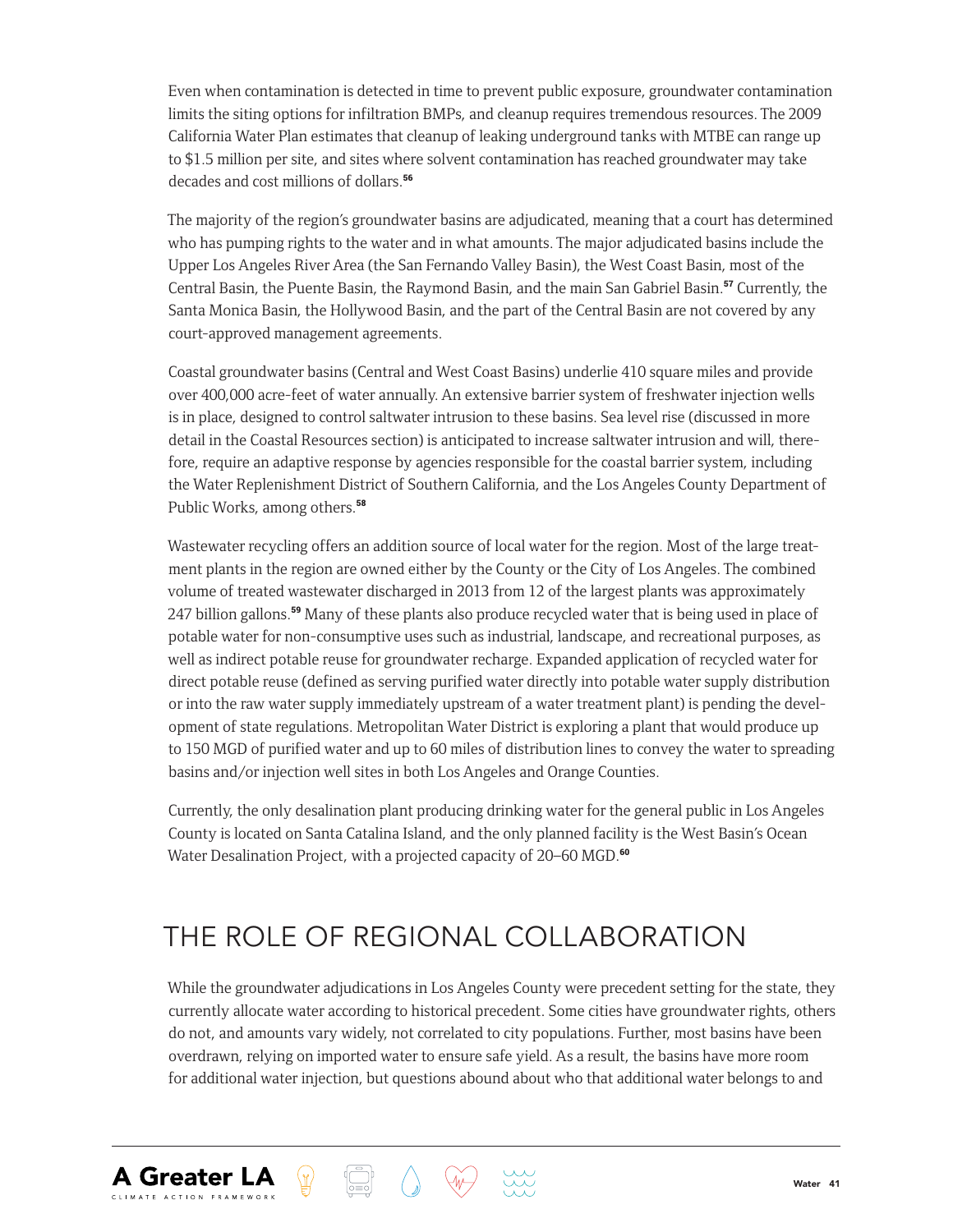Even when contamination is detected in time to prevent public exposure, groundwater contamination limits the siting options for infiltration BMPs, and cleanup requires tremendous resources. The 2009 California Water Plan estimates that cleanup of leaking underground tanks with MTBE can range up to $1.5 million per site, and sites where solvent contamination has reached groundwater may take decades and cost millions of dollars.[56]

The majority of the region's groundwater basins are adjudicated, meaning that a court has determined who has pumping rights to the water and in what amounts. The major adjudicated basins include the Upper Los Angeles River Area (the San Fernando Valley Basin), the West Coast Basin, most of the Central Basin, the Puente Basin, the Raymond Basin, and the main San Gabriel Basin.[57] Currently, the Santa Monica Basin, the Hollywood Basin, and the part of the Central Basin are not covered by any court-approved management agreements.

Coastal groundwater basins (Central and West Coast Basins) underlie 410 square miles and provide over 400,000 acre-feet of water annually. An extensive barrier system of freshwater injection wells is in place, designed to control saltwater intrusion to these basins. Sea level rise (discussed in more detail in the Coastal Resources section) is anticipated to increase saltwater intrusion and will, therefore, require an adaptive response by agencies responsible for the coastal barrier system, including the Water Replenishment District of Southern California, and the Los Angeles County Department of Public Works, among others.[58]

Wastewater recycling offers an addition source of local water for the region. Most of the large treatment plants in the region are owned either by the County or the City of Los Angeles. The combined volume of treated wastewater discharged in 2013 from 12 of the largest plants was approximately 247 billion gallons.[59] Many of these plants also produce recycled water that is being used in place of potable water for non-consumptive uses such as industrial, landscape, and recreational purposes, as well as indirect potable reuse for groundwater recharge. Expanded application of recycled water for direct potable reuse (defined as serving purified water directly into potable water supply distribution or into the raw water supply immediately upstream of a water treatment plant) is pending the development of state regulations. Metropolitan Water District is exploring a plant that would produce up to 150 MGD of purified water and up to 60 miles of distribution lines to convey the water to spreading basins and/or injection well sites in both Los Angeles and Orange Counties.

Currently, the only desalination plant producing drinking water for the general public in Los Angeles County is located on Santa Catalina Island, and the only planned facility is the West Basin's Ocean Water Desalination Project, with a projected capacity of 20–60 MGD.[60]

## THE ROLE OF REGIONAL COLLABORATION

While the groundwater adjudications in Los Angeles County were precedent setting for the state, they currently allocate water according to historical precedent. Some cities have groundwater rights, others do not, and amounts vary widely, not correlated to city populations. Further, most basins have been overdrawn, relying on imported water to ensure safe yield. As a result, the basins have more room for additional water injection, but questions abound about who that additional water belongs to and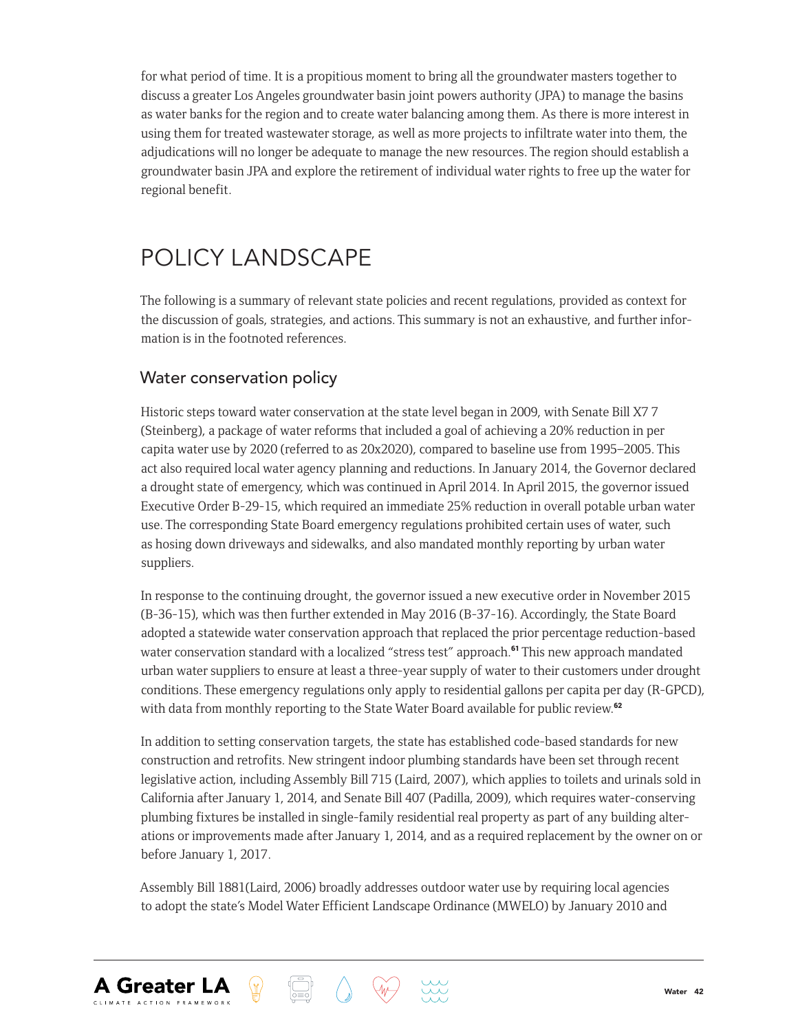for what period of time. It is a propitious moment to bring all the groundwater masters together to discuss a greater Los Angeles groundwater basin joint powers authority (JPA) to manage the basins as water banks for the region and to create water balancing among them. As there is more interest in using them for treated wastewater storage, as well as more projects to infiltrate water into them, the adjudications will no longer be adequate to manage the new resources. The region should establish a groundwater basin JPA and explore the retirement of individual water rights to free up the water for regional benefit.

## POLICY LANDSCAPE

The following is a summary of relevant state policies and recent regulations, provided as context for the discussion of goals, strategies, and actions. This summary is not an exhaustive, and further information is in the footnoted references.

### Water conservation policy

Historic steps toward water conservation at the state level began in 2009, with Senate Bill X7 7 (Steinberg), a package of water reforms that included a goal of achieving a 20% reduction in per capita water use by 2020 (referred to as 20x2020), compared to baseline use from 1995–2005. This act also required local water agency planning and reductions. In January 2014, the Governor declared a drought state of emergency, which was continued in April 2014. In April 2015, the governor issued Executive Order B-29-15, which required an immediate 25% reduction in overall potable urban water use. The corresponding State Board emergency regulations prohibited certain uses of water, such as hosing down driveways and sidewalks, and also mandated monthly reporting by urban water suppliers.

In response to the continuing drought, the governor issued a new executive order in November 2015 (B-36-15), which was then further extended in May 2016 (B-37-16). Accordingly, the State Board adopted a statewide water conservation approach that replaced the prior percentage reduction-based water conservation standard with a localized "stress test" approach.[61] This new approach mandated urban water suppliers to ensure at least a three-year supply of water to their customers under drought conditions. These emergency regulations only apply to residential gallons per capita per day (R-GPCD), with data from monthly reporting to the State Water Board available for public review.[62]

In addition to setting conservation targets, the state has established code-based standards for new construction and retrofits. New stringent indoor plumbing standards have been set through recent legislative action, including Assembly Bill 715 (Laird, 2007), which applies to toilets and urinals sold in California after January 1, 2014, and Senate Bill 407 (Padilla, 2009), which requires water-conserving plumbing fixtures be installed in single-family residential real property as part of any building alterations or improvements made after January 1, 2014, and as a required replacement by the owner on or before January 1, 2017.

Assembly Bill 1881(Laird, 2006) broadly addresses outdoor water use by requiring local agencies to adopt the state's Model Water Efficient Landscape Ordinance (MWELO) by January 2010 and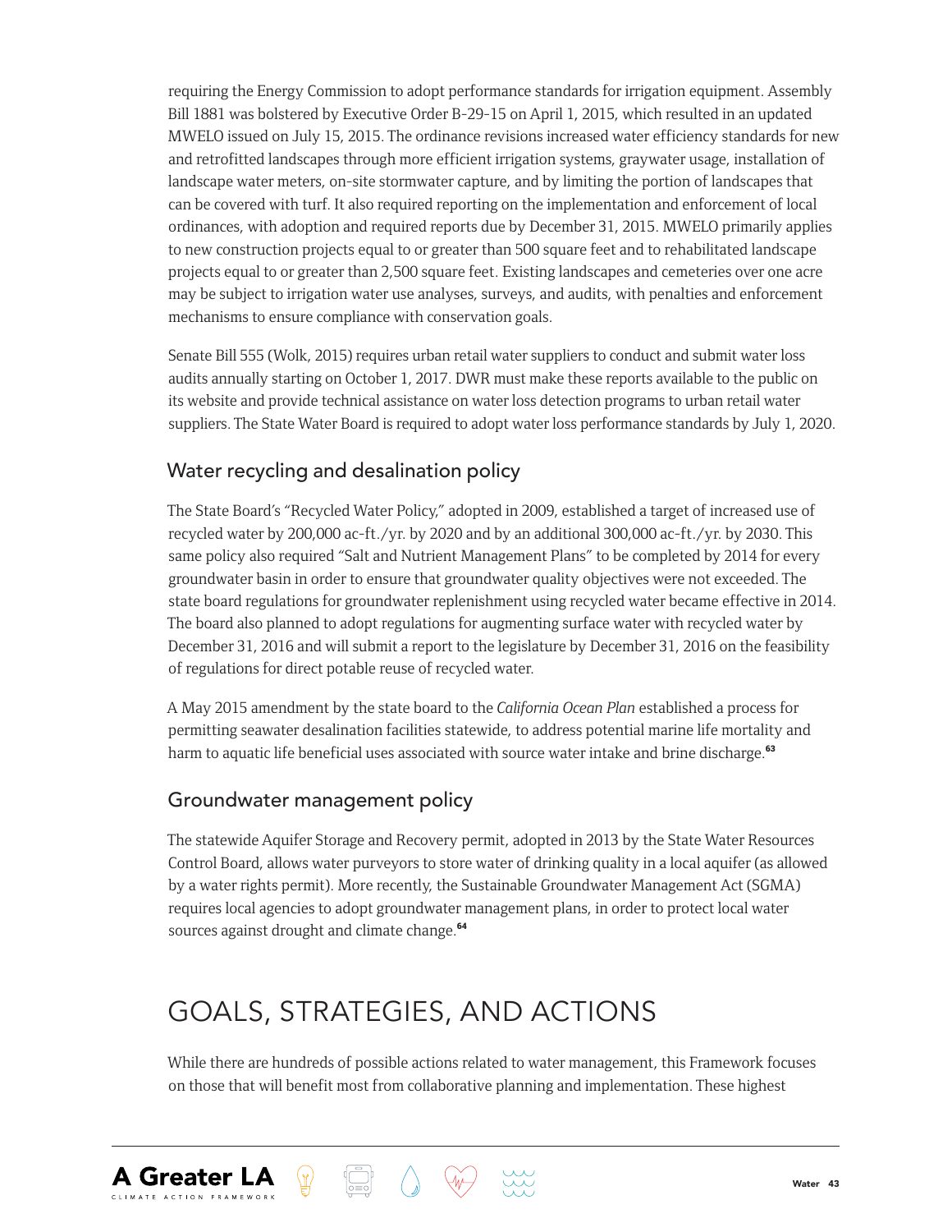requiring the Energy Commission to adopt performance standards for irrigation equipment. Assembly Bill 1881 was bolstered by Executive Order B-29-15 on April 1, 2015, which resulted in an updated MWELO issued on July 15, 2015. The ordinance revisions increased water efficiency standards for new and retrofitted landscapes through more efficient irrigation systems, graywater usage, installation of landscape water meters, on-site stormwater capture, and by limiting the portion of landscapes that can be covered with turf. It also required reporting on the implementation and enforcement of local ordinances, with adoption and required reports due by December 31, 2015. MWELO primarily applies to new construction projects equal to or greater than 500 square feet and to rehabilitated landscape projects equal to or greater than 2,500 square feet. Existing landscapes and cemeteries over one acre may be subject to irrigation water use analyses, surveys, and audits, with penalties and enforcement mechanisms to ensure compliance with conservation goals.

Senate Bill 555 (Wolk, 2015) requires urban retail water suppliers to conduct and submit water loss audits annually starting on October 1, 2017. DWR must make these reports available to the public on its website and provide technical assistance on water loss detection programs to urban retail water suppliers. The State Water Board is required to adopt water loss performance standards by July 1, 2020.

### Water recycling and desalination policy

The State Board's "Recycled Water Policy," adopted in 2009, established a target of increased use of recycled water by 200,000 ac-ft./yr. by 2020 and by an additional 300,000 ac-ft./yr. by 2030. This same policy also required "Salt and Nutrient Management Plans" to be completed by 2014 for every groundwater basin in order to ensure that groundwater quality objectives were not exceeded. The state board regulations for groundwater replenishment using recycled water became effective in 2014. The board also planned to adopt regulations for augmenting surface water with recycled water by December 31, 2016 and will submit a report to the legislature by December 31, 2016 on the feasibility of regulations for direct potable reuse of recycled water.

A May 2015 amendment by the state board to the *California Ocean Plan* established a process for permitting seawater desalination facilities statewide, to address potential marine life mortality and harm to aquatic life beneficial uses associated with source water intake and brine discharge.[63]

### Groundwater management policy

The statewide Aquifer Storage and Recovery permit, adopted in 2013 by the State Water Resources Control Board, allows water purveyors to store water of drinking quality in a local aquifer (as allowed by a water rights permit). More recently, the Sustainable Groundwater Management Act (SGMA) requires local agencies to adopt groundwater management plans, in order to protect local water sources against drought and climate change.[64]

## GOALS, STRATEGIES, AND ACTIONS

While there are hundreds of possible actions related to water management, this Framework focuses on those that will benefit most from collaborative planning and implementation. These highest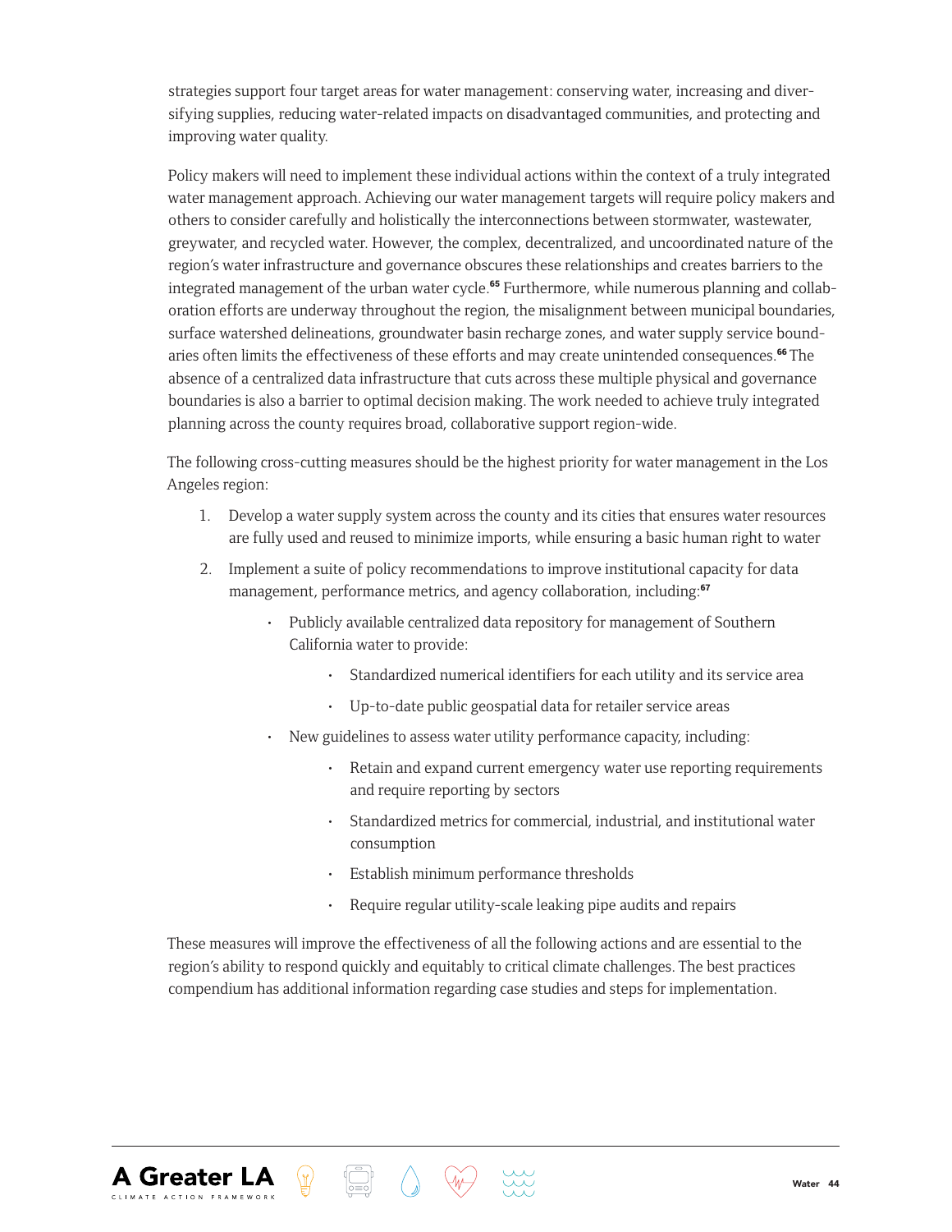strategies support four target areas for water management: conserving water, increasing and diversifying supplies, reducing water-related impacts on disadvantaged communities, and protecting and improving water quality.

Policy makers will need to implement these individual actions within the context of a truly integrated water management approach. Achieving our water management targets will require policy makers and others to consider carefully and holistically the interconnections between stormwater, wastewater, greywater, and recycled water. However, the complex, decentralized, and uncoordinated nature of the region's water infrastructure and governance obscures these relationships and creates barriers to the integrated management of the urban water cycle.[65] Furthermore, while numerous planning and collaboration efforts are underway throughout the region, the misalignment between municipal boundaries, surface watershed delineations, groundwater basin recharge zones, and water supply service boundaries often limits the effectiveness of these efforts and may create unintended consequences.[66] The absence of a centralized data infrastructure that cuts across these multiple physical and governance boundaries is also a barrier to optimal decision making. The work needed to achieve truly integrated planning across the county requires broad, collaborative support region-wide.

The following cross-cutting measures should be the highest priority for water management in the Los Angeles region:

1. Develop a water supply system across the county and its cities that ensures water resources are fully used and reused to minimize imports, while ensuring a basic human right to water
2. Implement a suite of policy recommendations to improve institutional capacity for data management, performance metrics, and agency collaboration, including:[67]
    - Publicly available centralized data repository for management of Southern California water to provide:
        - Standardized numerical identifiers for each utility and its service area
        - Up-to-date public geospatial data for retailer service areas
    - New guidelines to assess water utility performance capacity, including:
        - Retain and expand current emergency water use reporting requirements and require reporting by sectors
        - Standardized metrics for commercial, industrial, and institutional water consumption
        - Establish minimum performance thresholds
        - Require regular utility-scale leaking pipe audits and repairs

These measures will improve the effectiveness of all the following actions and are essential to the region's ability to respond quickly and equitably to critical climate challenges. The best practices compendium has additional information regarding case studies and steps for implementation.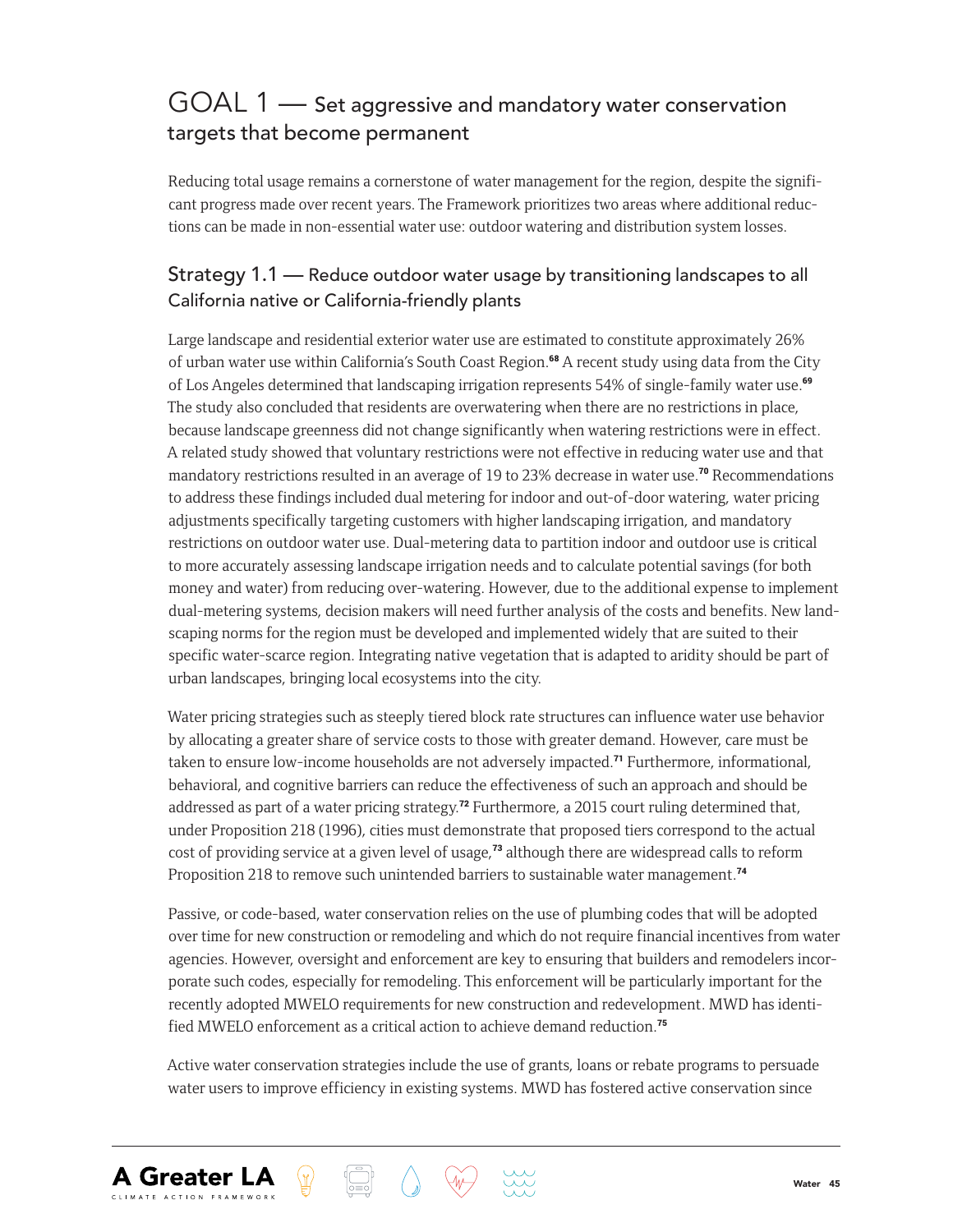## GOAL 1 — Set aggressive and mandatory water conservation targets that become permanent

Reducing total usage remains a cornerstone of water management for the region, despite the significant progress made over recent years. The Framework prioritizes two areas where additional reductions can be made in non-essential water use: outdoor watering and distribution system losses.

### Strategy 1.1 — Reduce outdoor water usage by transitioning landscapes to all California native or California-friendly plants

Large landscape and residential exterior water use are estimated to constitute approximately 26% of urban water use within California's South Coast Region.[68] A recent study using data from the City of Los Angeles determined that landscaping irrigation represents 54% of single-family water use.[69] The study also concluded that residents are overwatering when there are no restrictions in place, because landscape greenness did not change significantly when watering restrictions were in effect. A related study showed that voluntary restrictions were not effective in reducing water use and that mandatory restrictions resulted in an average of 19 to 23% decrease in water use.[70] Recommendations to address these findings included dual metering for indoor and out-of-door watering, water pricing adjustments specifically targeting customers with higher landscaping irrigation, and mandatory restrictions on outdoor water use. Dual-metering data to partition indoor and outdoor use is critical to more accurately assessing landscape irrigation needs and to calculate potential savings (for both money and water) from reducing over-watering. However, due to the additional expense to implement dual-metering systems, decision makers will need further analysis of the costs and benefits. New landscaping norms for the region must be developed and implemented widely that are suited to their specific water-scarce region. Integrating native vegetation that is adapted to aridity should be part of urban landscapes, bringing local ecosystems into the city.

Water pricing strategies such as steeply tiered block rate structures can influence water use behavior by allocating a greater share of service costs to those with greater demand. However, care must be taken to ensure low-income households are not adversely impacted.[71] Furthermore, informational, behavioral, and cognitive barriers can reduce the effectiveness of such an approach and should be addressed as part of a water pricing strategy.[72] Furthermore, a 2015 court ruling determined that, under Proposition 218 (1996), cities must demonstrate that proposed tiers correspond to the actual cost of providing service at a given level of usage,[73] although there are widespread calls to reform Proposition 218 to remove such unintended barriers to sustainable water management.[74]

Passive, or code-based, water conservation relies on the use of plumbing codes that will be adopted over time for new construction or remodeling and which do not require financial incentives from water agencies. However, oversight and enforcement are key to ensuring that builders and remodelers incorporate such codes, especially for remodeling. This enforcement will be particularly important for the recently adopted MWELO requirements for new construction and redevelopment. MWD has identified MWELO enforcement as a critical action to achieve demand reduction.[75]

Active water conservation strategies include the use of grants, loans or rebate programs to persuade water users to improve efficiency in existing systems. MWD has fostered active conservation since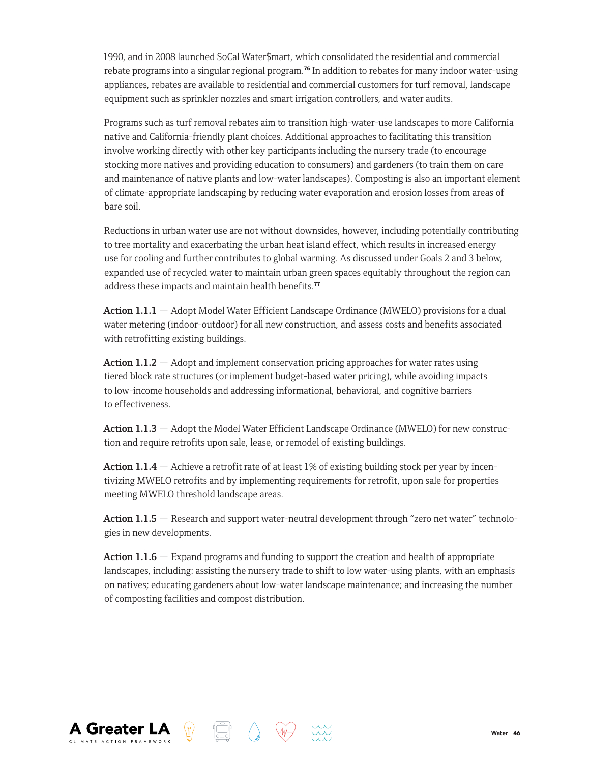1990, and in 2008 launched SoCal Water$mart, which consolidated the residential and commercial rebate programs into a singular regional program.[76] In addition to rebates for many indoor water-using appliances, rebates are available to residential and commercial customers for turf removal, landscape equipment such as sprinkler nozzles and smart irrigation controllers, and water audits.

Programs such as turf removal rebates aim to transition high-water-use landscapes to more California native and California-friendly plant choices. Additional approaches to facilitating this transition involve working directly with other key participants including the nursery trade (to encourage stocking more natives and providing education to consumers) and gardeners (to train them on care and maintenance of native plants and low-water landscapes). Composting is also an important element of climate-appropriate landscaping by reducing water evaporation and erosion losses from areas of bare soil.

Reductions in urban water use are not without downsides, however, including potentially contributing to tree mortality and exacerbating the urban heat island effect, which results in increased energy use for cooling and further contributes to global warming. As discussed under Goals 2 and 3 below, expanded use of recycled water to maintain urban green spaces equitably throughout the region can address these impacts and maintain health benefits.[77]

**Action 1.1.1** — Adopt Model Water Efficient Landscape Ordinance (MWELO) provisions for a dual water metering (indoor-outdoor) for all new construction, and assess costs and benefits associated with retrofitting existing buildings.

**Action 1.1.2** — Adopt and implement conservation pricing approaches for water rates using tiered block rate structures (or implement budget-based water pricing), while avoiding impacts to low-income households and addressing informational, behavioral, and cognitive barriers to effectiveness.

**Action 1.1.3** — Adopt the Model Water Efficient Landscape Ordinance (MWELO) for new construction and require retrofits upon sale, lease, or remodel of existing buildings.

**Action 1.1.4** — Achieve a retrofit rate of at least 1% of existing building stock per year by incentivizing MWELO retrofits and by implementing requirements for retrofit, upon sale for properties meeting MWELO threshold landscape areas.

**Action 1.1.5** — Research and support water-neutral development through "zero net water" technologies in new developments.

**Action 1.1.6** — Expand programs and funding to support the creation and health of appropriate landscapes, including: assisting the nursery trade to shift to low water-using plants, with an emphasis on natives; educating gardeners about low-water landscape maintenance; and increasing the number of composting facilities and compost distribution.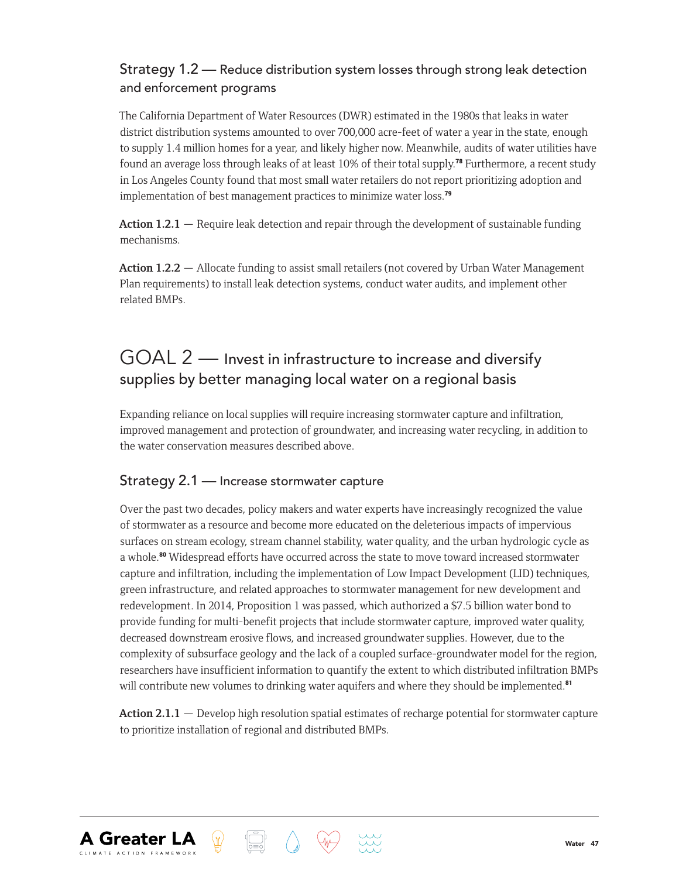### Strategy 1.2 — Reduce distribution system losses through strong leak detection and enforcement programs

The California Department of Water Resources (DWR) estimated in the 1980s that leaks in water district distribution systems amounted to over 700,000 acre-feet of water a year in the state, enough to supply 1.4 million homes for a year, and likely higher now. Meanwhile, audits of water utilities have found an average loss through leaks of at least 10% of their total supply.[78] Furthermore, a recent study in Los Angeles County found that most small water retailers do not report prioritizing adoption and implementation of best management practices to minimize water loss.[79]

**Action 1.2.1** — Require leak detection and repair through the development of sustainable funding mechanisms.

**Action 1.2.2** — Allocate funding to assist small retailers (not covered by Urban Water Management Plan requirements) to install leak detection systems, conduct water audits, and implement other related BMPs.

## GOAL 2 — Invest in infrastructure to increase and diversify supplies by better managing local water on a regional basis

Expanding reliance on local supplies will require increasing stormwater capture and infiltration, improved management and protection of groundwater, and increasing water recycling, in addition to the water conservation measures described above.

### Strategy 2.1 — Increase stormwater capture

Over the past two decades, policy makers and water experts have increasingly recognized the value of stormwater as a resource and become more educated on the deleterious impacts of impervious surfaces on stream ecology, stream channel stability, water quality, and the urban hydrologic cycle as a whole.[80] Widespread efforts have occurred across the state to move toward increased stormwater capture and infiltration, including the implementation of Low Impact Development (LID) techniques, green infrastructure, and related approaches to stormwater management for new development and redevelopment. In 2014, Proposition 1 was passed, which authorized a $7.5 billion water bond to provide funding for multi-benefit projects that include stormwater capture, improved water quality, decreased downstream erosive flows, and increased groundwater supplies. However, due to the complexity of subsurface geology and the lack of a coupled surface-groundwater model for the region, researchers have insufficient information to quantify the extent to which distributed infiltration BMPs will contribute new volumes to drinking water aquifers and where they should be implemented.[81]

**Action 2.1.1** — Develop high resolution spatial estimates of recharge potential for stormwater capture to prioritize installation of regional and distributed BMPs.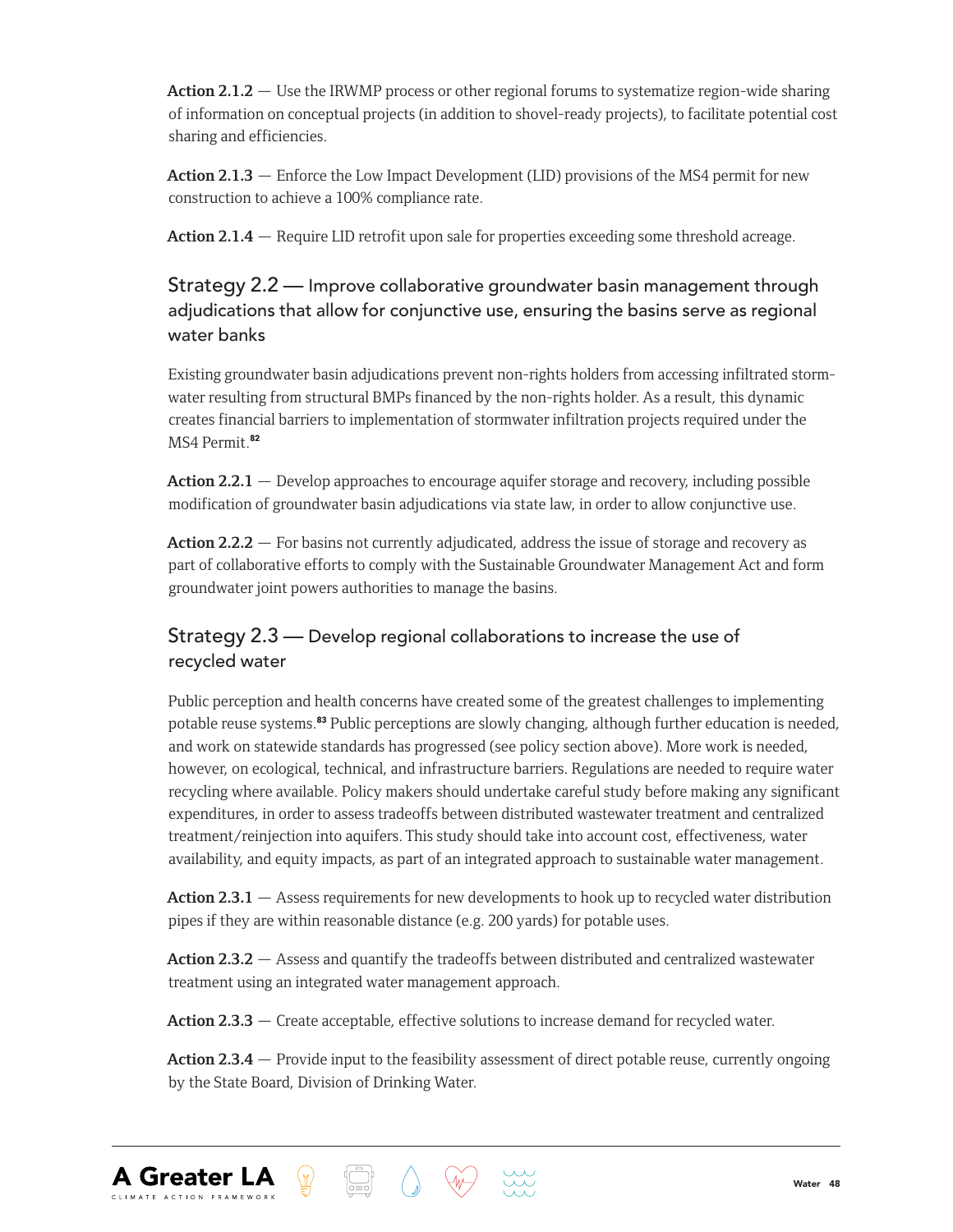**Action 2.1.2** — Use the IRWMP process or other regional forums to systematize region-wide sharing of information on conceptual projects (in addition to shovel-ready projects), to facilitate potential cost sharing and efficiencies.

**Action 2.1.3** — Enforce the Low Impact Development (LID) provisions of the MS4 permit for new construction to achieve a 100% compliance rate.

**Action 2.1.4** — Require LID retrofit upon sale for properties exceeding some threshold acreage.

## Strategy 2.2 — Improve collaborative groundwater basin management through adjudications that allow for conjunctive use, ensuring the basins serve as regional water banks

Existing groundwater basin adjudications prevent non-rights holders from accessing infiltrated stormwater resulting from structural BMPs financed by the non-rights holder. As a result, this dynamic creates financial barriers to implementation of stormwater infiltration projects required under the MS4 Permit.[82]

**Action 2.2.1** — Develop approaches to encourage aquifer storage and recovery, including possible modification of groundwater basin adjudications via state law, in order to allow conjunctive use.

**Action 2.2.2** — For basins not currently adjudicated, address the issue of storage and recovery as part of collaborative efforts to comply with the Sustainable Groundwater Management Act and form groundwater joint powers authorities to manage the basins.

## Strategy 2.3 — Develop regional collaborations to increase the use of recycled water

Public perception and health concerns have created some of the greatest challenges to implementing potable reuse systems.[83] Public perceptions are slowly changing, although further education is needed, and work on statewide standards has progressed (see policy section above). More work is needed, however, on ecological, technical, and infrastructure barriers. Regulations are needed to require water recycling where available. Policy makers should undertake careful study before making any significant expenditures, in order to assess tradeoffs between distributed wastewater treatment and centralized treatment/reinjection into aquifers. This study should take into account cost, effectiveness, water availability, and equity impacts, as part of an integrated approach to sustainable water management.

**Action 2.3.1** — Assess requirements for new developments to hook up to recycled water distribution pipes if they are within reasonable distance (e.g. 200 yards) for potable uses.

**Action 2.3.2** — Assess and quantify the tradeoffs between distributed and centralized wastewater treatment using an integrated water management approach.

**Action 2.3.3** — Create acceptable, effective solutions to increase demand for recycled water.

**Action 2.3.4** — Provide input to the feasibility assessment of direct potable reuse, currently ongoing by the State Board, Division of Drinking Water.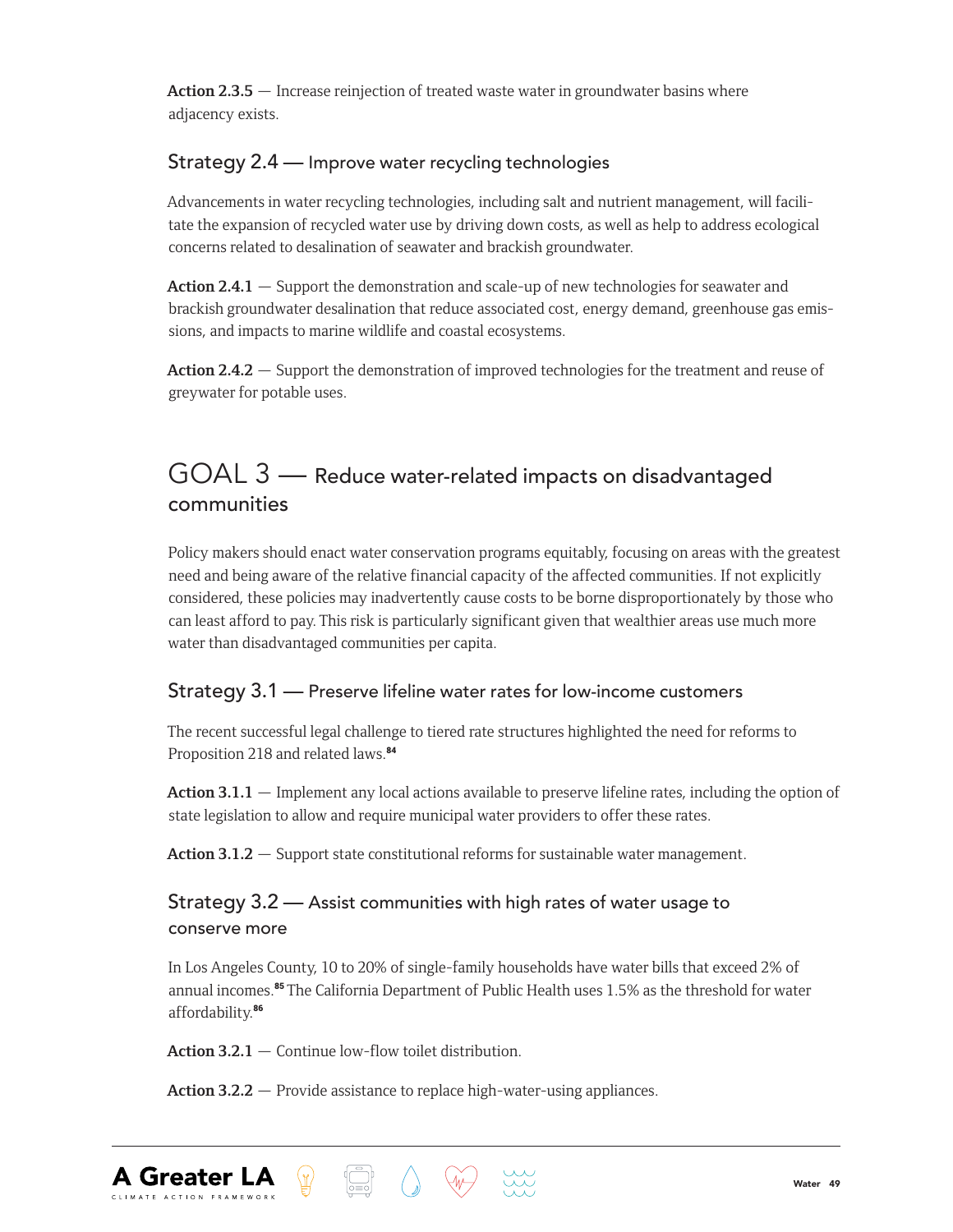**Action 2.3.5** — Increase reinjection of treated waste water in groundwater basins where adjacency exists.

### Strategy 2.4 — Improve water recycling technologies

Advancements in water recycling technologies, including salt and nutrient management, will facilitate the expansion of recycled water use by driving down costs, as well as help to address ecological concerns related to desalination of seawater and brackish groundwater.

**Action 2.4.1** — Support the demonstration and scale-up of new technologies for seawater and brackish groundwater desalination that reduce associated cost, energy demand, greenhouse gas emissions, and impacts to marine wildlife and coastal ecosystems.

**Action 2.4.2** — Support the demonstration of improved technologies for the treatment and reuse of greywater for potable uses.

## GOAL 3 — Reduce water-related impacts on disadvantaged communities

Policy makers should enact water conservation programs equitably, focusing on areas with the greatest need and being aware of the relative financial capacity of the affected communities. If not explicitly considered, these policies may inadvertently cause costs to be borne disproportionately by those who can least afford to pay. This risk is particularly significant given that wealthier areas use much more water than disadvantaged communities per capita.

### Strategy 3.1 — Preserve lifeline water rates for low-income customers

The recent successful legal challenge to tiered rate structures highlighted the need for reforms to Proposition 218 and related laws.[84]

**Action 3.1.1** — Implement any local actions available to preserve lifeline rates, including the option of state legislation to allow and require municipal water providers to offer these rates.

**Action 3.1.2** — Support state constitutional reforms for sustainable water management.

### Strategy 3.2 — Assist communities with high rates of water usage to conserve more

In Los Angeles County, 10 to 20% of single-family households have water bills that exceed 2% of annual incomes.[85] The California Department of Public Health uses 1.5% as the threshold for water affordability.[86]

**Action 3.2.1** — Continue low-flow toilet distribution.

**Action 3.2.2** — Provide assistance to replace high-water-using appliances.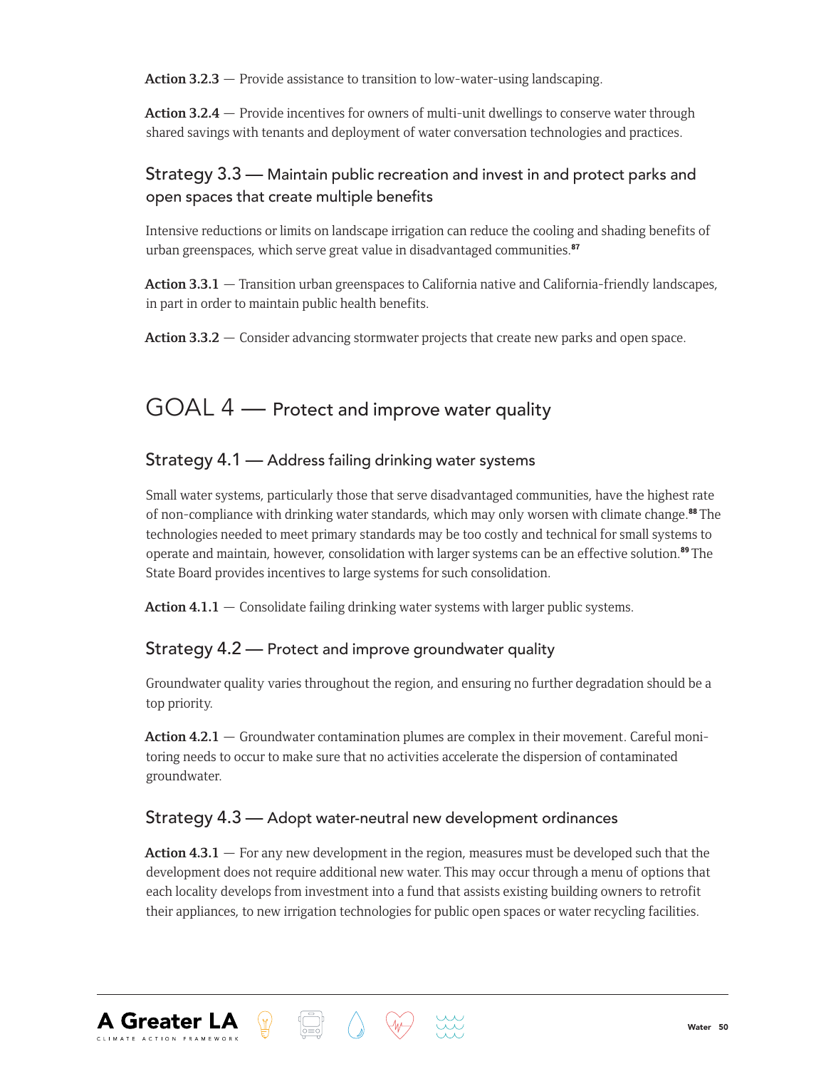**Action 3.2.3** — Provide assistance to transition to low-water-using landscaping.

**Action 3.2.4** — Provide incentives for owners of multi-unit dwellings to conserve water through shared savings with tenants and deployment of water conversation technologies and practices.

### Strategy 3.3 — Maintain public recreation and invest in and protect parks and open spaces that create multiple benefits

Intensive reductions or limits on landscape irrigation can reduce the cooling and shading benefits of urban greenspaces, which serve great value in disadvantaged communities.[87]

**Action 3.3.1** — Transition urban greenspaces to California native and California-friendly landscapes, in part in order to maintain public health benefits.

**Action 3.3.2** — Consider advancing stormwater projects that create new parks and open space.

## GOAL 4 — Protect and improve water quality

### Strategy 4.1 — Address failing drinking water systems

Small water systems, particularly those that serve disadvantaged communities, have the highest rate of non-compliance with drinking water standards, which may only worsen with climate change.[88] The technologies needed to meet primary standards may be too costly and technical for small systems to operate and maintain, however, consolidation with larger systems can be an effective solution.[89] The State Board provides incentives to large systems for such consolidation.

**Action 4.1.1** — Consolidate failing drinking water systems with larger public systems.

### Strategy 4.2 — Protect and improve groundwater quality

Groundwater quality varies throughout the region, and ensuring no further degradation should be a top priority.

**Action 4.2.1** — Groundwater contamination plumes are complex in their movement. Careful monitoring needs to occur to make sure that no activities accelerate the dispersion of contaminated groundwater.

### Strategy 4.3 — Adopt water-neutral new development ordinances

**Action 4.3.1** — For any new development in the region, measures must be developed such that the development does not require additional new water. This may occur through a menu of options that each locality develops from investment into a fund that assists existing building owners to retrofit their appliances, to new irrigation technologies for public open spaces or water recycling facilities.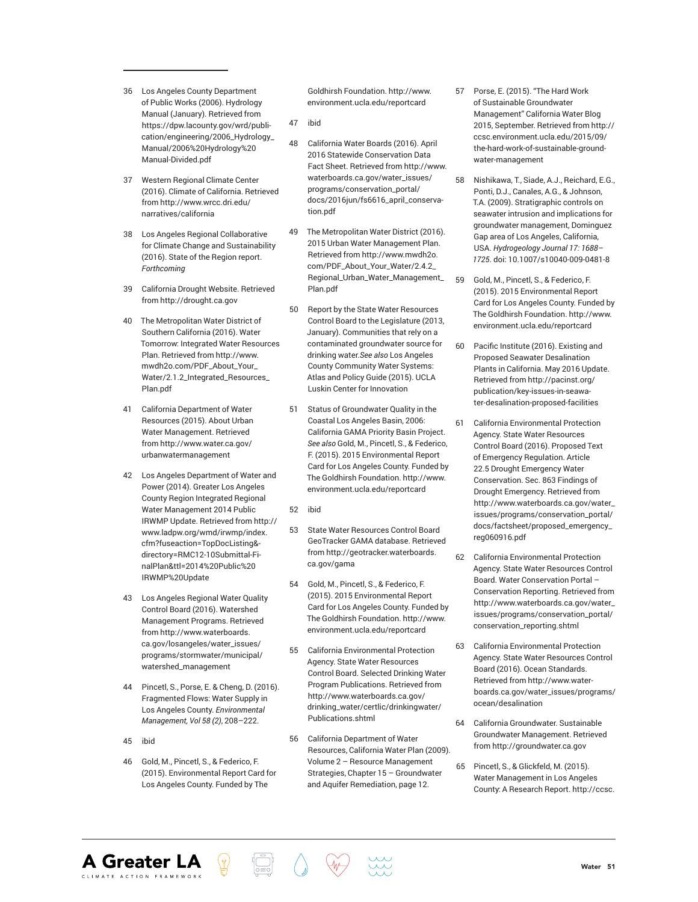36 Los Angeles County Department of Public Works (2006). Hydrology Manual (January). Retrieved from https://dpw.lacounty.gov/wrd/publication/engineering/2006_Hydrology_Manual/2006%20Hydrology%20Manual-Divided.pdf

37 Western Regional Climate Center (2016). Climate of California. Retrieved from http://www.wrcc.dri.edu/narratives/california

38 Los Angeles Regional Collaborative for Climate Change and Sustainability (2016). State of the Region report. *Forthcoming*

39 California Drought Website. Retrieved from http://drought.ca.gov

40 The Metropolitan Water District of Southern California (2016). Water Tomorrow: Integrated Water Resources Plan. Retrieved from http://www.mwdh2o.com/PDF_About_Your_Water/2.1.2_Integrated_Resources_Plan.pdf

41 California Department of Water Resources (2015). About Urban Water Management. Retrieved from http://www.water.ca.gov/urbanwatermanagement

42 Los Angeles Department of Water and Power (2014). Greater Los Angeles County Region Integrated Regional Water Management 2014 Public IRWMP Update. Retrieved from http://www.ladpw.org/wmd/irwmp/index.cfm?fuseaction=TopDocListing&directory=RMC12-10Submittal-FinalPlan&ttl=2014%20Public%20IRWMP%20Update

43 Los Angeles Regional Water Quality Control Board (2016). Watershed Management Programs. Retrieved from http://www.waterboards.ca.gov/losangeles/water_issues/programs/stormwater/municipal/watershed_management

44 Pincetl, S., Porse, E. & Cheng, D. (2016). Fragmented Flows: Water Supply in Los Angeles County. *Environmental Management, Vol 58 (2)*, 208–222.

45 ibid

46 Gold, M., Pincetl, S., & Federico, F. (2015). Environmental Report Card for Los Angeles County. Funded by The Goldhirsh Foundation. http://www.environment.ucla.edu/reportcard

47 ibid

48 California Water Boards (2016). April 2016 Statewide Conservation Data Fact Sheet. Retrieved from http://www.waterboards.ca.gov/water_issues/programs/conservation_portal/docs/2016jun/fs6616_april_conservation.pdf

49 The Metropolitan Water District (2016). 2015 Urban Water Management Plan. Retrieved from http://www.mwdh2o.com/PDF_About_Your_Water/2.4.2_Regional_Urban_Water_Management_Plan.pdf

50 Report by the State Water Resources Control Board to the Legislature (2013, January). Communities that rely on a contaminated groundwater source for drinking water.*See also* Los Angeles County Community Water Systems: Atlas and Policy Guide (2015). UCLA Luskin Center for Innovation

51 Status of Groundwater Quality in the Coastal Los Angeles Basin, 2006: California GAMA Priority Basin Project. *See also* Gold, M., Pincetl, S., & Federico, F. (2015). 2015 Environmental Report Card for Los Angeles County. Funded by The Goldhirsh Foundation. http://www.environment.ucla.edu/reportcard

52 ibid

53 State Water Resources Control Board GeoTracker GAMA database. Retrieved from http://geotracker.waterboards.ca.gov/gama

54 Gold, M., Pincetl, S., & Federico, F. (2015). 2015 Environmental Report Card for Los Angeles County. Funded by The Goldhirsh Foundation. http://www.environment.ucla.edu/reportcard

55 California Environmental Protection Agency. State Water Resources Control Board. Selected Drinking Water Program Publications. Retrieved from http://www.waterboards.ca.gov/drinking_water/certlic/drinkingwater/Publications.shtml

56 California Department of Water Resources, California Water Plan (2009). Volume 2 – Resource Management Strategies, Chapter 15 – Groundwater and Aquifer Remediation, page 12.

57 Porse, E. (2015). "The Hard Work of Sustainable Groundwater Management" California Water Blog 2015, September. Retrieved from http://ccsc.environment.ucla.edu/2015/09/the-hard-work-of-sustainable-groundwater-management

58 Nishikawa, T., Siade, A.J., Reichard, E.G., Ponti, D.J., Canales, A.G., & Johnson, T.A. (2009). Stratigraphic controls on seawater intrusion and implications for groundwater management, Dominguez Gap area of Los Angeles, California, USA. *Hydrogeology Journal 17: 1688–1725*. doi: 10.1007/s10040-009-0481-8

59 Gold, M., Pincetl, S., & Federico, F. (2015). 2015 Environmental Report Card for Los Angeles County. Funded by The Goldhirsh Foundation. http://www.environment.ucla.edu/reportcard

60 Pacific Institute (2016). Existing and Proposed Seawater Desalination Plants in California. May 2016 Update. Retrieved from http://pacinst.org/publication/key-issues-in-seawater-desalination-proposed-facilities

61 California Environmental Protection Agency. State Water Resources Control Board (2016). Proposed Text of Emergency Regulation. Article 22.5 Drought Emergency Water Conservation. Sec. 863 Findings of Drought Emergency. Retrieved from http://www.waterboards.ca.gov/water_issues/programs/conservation_portal/docs/factsheet/proposed_emergency_reg060916.pdf

62 California Environmental Protection Agency. State Water Resources Control Board. Water Conservation Portal – Conservation Reporting. Retrieved from http://www.waterboards.ca.gov/water_issues/programs/conservation_portal/conservation_reporting.shtml

63 California Environmental Protection Agency. State Water Resources Control Board (2016). Ocean Standards. Retrieved from http://www.waterboards.ca.gov/water_issues/programs/ocean/desalination

64 California Groundwater. Sustainable Groundwater Management. Retrieved from http://groundwater.ca.gov

65 Pincetl, S., & Glickfeld, M. (2015). Water Management in Los Angeles County: A Research Report. http://ccsc.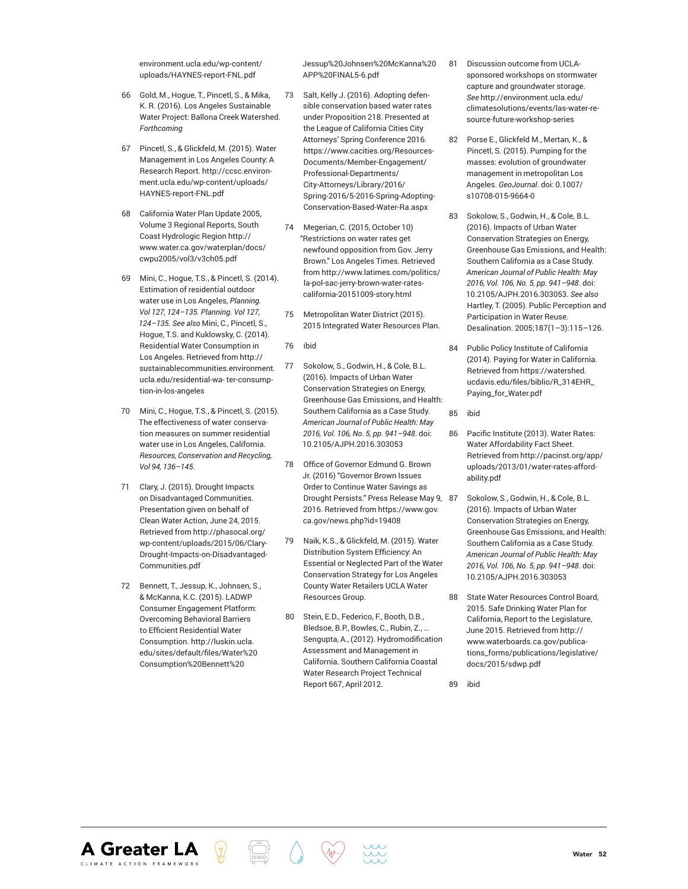environment.ucla.edu/wp-content/uploads/HAYNES-report-FNL.pdf

66 Gold, M., Hogue, T., Pincetl, S., & Mika, K. R. (2016). Los Angeles Sustainable Water Project: Ballona Creek Watershed. *Forthcoming*

67 Pincetl, S., & Glickfeld, M. (2015). Water Management in Los Angeles County: A Research Report. http://ccsc.environment.ucla.edu/wp-content/uploads/HAYNES-report-FNL.pdf

68 California Water Plan Update 2005, Volume 3 Regional Reports, South Coast Hydrologic Region http://www.water.ca.gov/waterplan/docs/cwpu2005/vol3/v3ch05.pdf

69 Mini, C., Hogue, T.S., & Pincetl, S. (2014). Estimation of residential outdoor water use in Los Angeles, *Planning. Vol 127, 124–135. Planning. Vol 127, 124–135. See also* Mini, C., Pincetl, S., Hogue, T.S. and Kuklowsky, C. (2014). Residential Water Consumption in Los Angeles. Retrieved from http://sustainablecommunities.environment.ucla.edu/residential-wa- ter-consumption-in-los-angeles

70 Mini, C., Hogue, T.S., & Pincetl, S. (2015). The effectiveness of water conservation measures on summer residential water use in Los Angeles, California. *Resources, Conservation and Recycling, Vol 94, 136–145*.

71 Clary, J. (2015). Drought Impacts on Disadvantaged Communities. Presentation given on behalf of Clean Water Action, June 24, 2015. Retrieved from http://phasocal.org/wp-content/uploads/2015/06/Clary-Drought-Impacts-on-Disadvantaged-Communities.pdf

72 Bennett, T., Jessup, K., Johnsen, S., & McKanna, K.C. (2015). LADWP Consumer Engagement Platform: Overcoming Behavioral Barriers to Efficient Residential Water Consumption. http://luskin.ucla.edu/sites/default/files/Water%20Consumption%20Bennett%20Jessup%20Johnsen%20McKanna%20APP%20FINAL5-6.pdf

73 Salt, Kelly J. (2016). Adopting defensible conservation based water rates under Proposition 218. Presented at the League of California Cities City Attorneys' Spring Conference 2016. https://www.cacities.org/Resources-Documents/Member-Engagement/Professional-Departments/City-Attorneys/Library/2016/Spring-2016/5-2016-Spring-Adopting-Conservation-Based-Water-Ra.aspx

74 Megerian, C. (2015, October 10) "Restrictions on water rates get newfound opposition from Gov. Jerry Brown." Los Angeles Times. Retrieved from http://www.latimes.com/politics/la-pol-sac-jerry-brown-water-rates-california-20151009-story.html

75 Metropolitan Water District (2015). 2015 Integrated Water Resources Plan.

76 ibid

77 Sokolow, S., Godwin, H., & Cole, B.L. (2016). Impacts of Urban Water Conservation Strategies on Energy, Greenhouse Gas Emissions, and Health: Southern California as a Case Study. *American Journal of Public Health: May 2016, Vol. 106, No. 5, pp. 941–948*. doi: 10.2105/AJPH.2016.303053

78 Office of Governor Edmund G. Brown Jr. (2016) "Governor Brown Issues Order to Continue Water Savings as Drought Persists." Press Release May 9, 2016. Retrieved from https://www.gov.ca.gov/news.php?id=19408

79 Naik, K.S., & Glickfeld, M. (2015). Water Distribution System Efficiency: An Essential or Neglected Part of the Water Conservation Strategy for Los Angeles County Water Retailers UCLA Water Resources Group.

80 Stein, E.D., Federico, F., Booth, D.B., Bledsoe, B.P., Bowles, C., Rubin, Z., … Sengupta, A., (2012). Hydromodification Assessment and Management in California. Southern California Coastal Water Research Project Technical Report 667, April 2012.

81 Discussion outcome from UCLA-sponsored workshops on stormwater capture and groundwater storage. *See* http://environment.ucla.edu/climatesolutions/events/las-water-resource-future-workshop-series

82 Porse E., Glickfeld M., Mertan, K., & Pincetl, S. (2015). Pumping for the masses: evolution of groundwater management in metropolitan Los Angeles. *GeoJournal*. doi: 0.1007/s10708-015-9664-0

83 Sokolow, S., Godwin, H., & Cole, B.L. (2016). Impacts of Urban Water Conservation Strategies on Energy, Greenhouse Gas Emissions, and Health: Southern California as a Case Study. *American Journal of Public Health: May 2016, Vol. 106, No. 5, pp. 941–948*. doi: 10.2105/AJPH.2016.303053. *See also* Hartley, T. (2005). Public Perception and Participation in Water Reuse. Desalination. 2005;187(1–3):115–126.

84 Public Policy Institute of California (2014). Paying for Water in California. Retrieved from https://watershed.ucdavis.edu/files/biblio/R_314EHR_Paying_for_Water.pdf

85 ibid

86 Pacific Institute (2013). Water Rates: Water Affordability Fact Sheet. Retrieved from http://pacinst.org/app/uploads/2013/01/water-rates-affordability.pdf

87 Sokolow, S., Godwin, H., & Cole, B.L. (2016). Impacts of Urban Water Conservation Strategies on Energy, Greenhouse Gas Emissions, and Health: Southern California as a Case Study. *American Journal of Public Health: May 2016, Vol. 106, No. 5, pp. 941–948*. doi: 10.2105/AJPH.2016.303053

88 State Water Resources Control Board, 2015. Safe Drinking Water Plan for California, Report to the Legislature, June 2015. Retrieved from http://www.waterboards.ca.gov/publications_forms/publications/legislative/docs/2015/sdwp.pdf

89 ibid